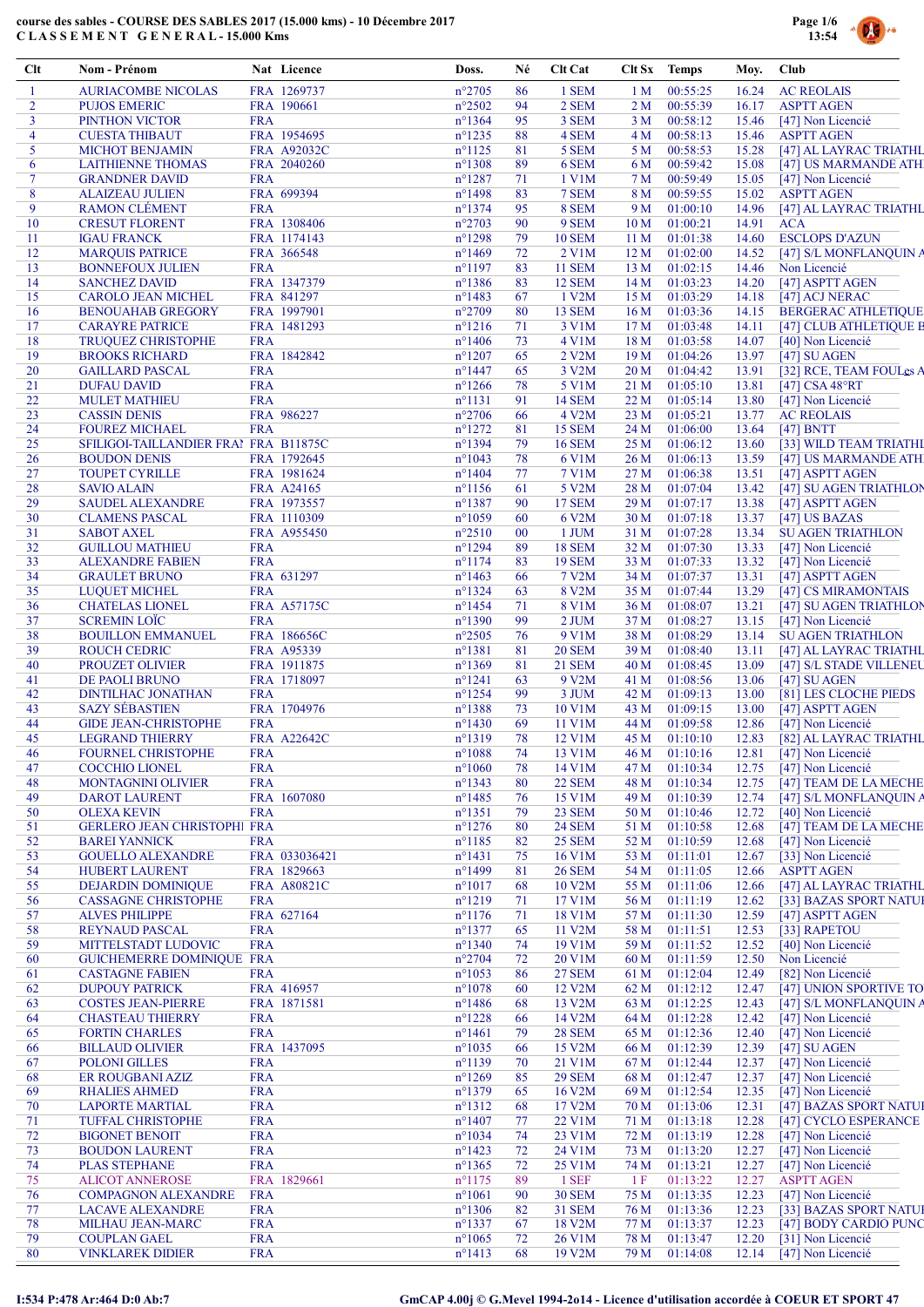**course des sables - COURSE DES SABLES 2017 (15.000 kms) - 10 Décembre 2017**
**C L A S S E M E N T   G E N E R A L - 15.000 Kms**

| Clt | Nom - Prénom | Nat | Licence | Doss. | Né | Clt Cat | Clt Sx | Temps | Moy. | Club |
|---|---|---|---|---|---|---|---|---|---|---|
| 1 | AURIACOMBE NICOLAS | FRA | 1269737 | n°2705 | 86 | 1 SEM | 1 M | 00:55:25 | 16.24 | AC REOLAIS |
| 2 | PUJOS EMERIC | FRA | 190661 | n°2502 | 94 | 2 SEM | 2 M | 00:55:39 | 16.17 | ASPTT AGEN |
| 3 | PINTHON VICTOR | FRA | | n°1364 | 95 | 3 SEM | 3 M | 00:58:12 | 15.46 | [47] Non Licencié |
| 4 | CUESTA THIBAUT | FRA | 1954695 | n°1235 | 88 | 4 SEM | 4 M | 00:58:13 | 15.46 | ASPTT AGEN |
| 5 | MICHOT BENJAMIN | FRA | A92032C | n°1125 | 81 | 5 SEM | 5 M | 00:58:53 | 15.28 | [47] AL LAYRAC TRIATHL |
| 6 | LAITHIENNE THOMAS | FRA | 2040260 | n°1308 | 89 | 6 SEM | 6 M | 00:59:42 | 15.08 | [47] US MARMANDE ATH |
| 7 | GRANDNER DAVID | FRA | | n°1287 | 71 | 1 V1M | 7 M | 00:59:49 | 15.05 | [47] Non Licencié |
| 8 | ALAIZEAU JULIEN | FRA | 699394 | n°1498 | 83 | 7 SEM | 8 M | 00:59:55 | 15.02 | ASPTT AGEN |
| 9 | RAMON CLÉMENT | FRA | | n°1374 | 95 | 8 SEM | 9 M | 01:00:10 | 14.96 | [47] AL LAYRAC TRIATHL |
| 10 | CRESUT FLORENT | FRA | 1308406 | n°2703 | 90 | 9 SEM | 10 M | 01:00:21 | 14.91 | ACA |
| 11 | IGAU FRANCK | FRA | 1174143 | n°1298 | 79 | 10 SEM | 11 M | 01:01:38 | 14.60 | ESCLOPS D'AZUN |
| 12 | MARQUIS PATRICE | FRA | 366548 | n°1469 | 72 | 2 V1M | 12 M | 01:02:00 | 14.52 | [47] S/L MONFLANQUIN A |
| 13 | BONNEFOUX JULIEN | FRA | | n°1197 | 83 | 11 SEM | 13 M | 01:02:15 | 14.46 | Non Licencié |
| 14 | SANCHEZ DAVID | FRA | 1347379 | n°1386 | 83 | 12 SEM | 14 M | 01:03:23 | 14.20 | [47] ASPTT AGEN |
| 15 | CAROLO JEAN MICHEL | FRA | 841297 | n°1483 | 67 | 1 V2M | 15 M | 01:03:29 | 14.18 | [47] ACJ NERAC |
| 16 | BENOUAHAB GREGORY | FRA | 1997901 | n°2709 | 80 | 13 SEM | 16 M | 01:03:36 | 14.15 | BERGERAC ATHLETIQUE |
| 17 | CARAYRE PATRICE | FRA | 1481293 | n°1216 | 71 | 3 V1M | 17 M | 01:03:48 | 14.11 | [47] CLUB ATHLETIQUE B |
| 18 | TRUQUEZ CHRISTOPHE | FRA | | n°1406 | 73 | 4 V1M | 18 M | 01:03:58 | 14.07 | [40] Non Licencié |
| 19 | BROOKS RICHARD | FRA | 1842842 | n°1207 | 65 | 2 V2M | 19 M | 01:04:26 | 13.97 | [47] SU AGEN |
| 20 | GAILLARD PASCAL | FRA | | n°1447 | 65 | 3 V2M | 20 M | 01:04:42 | 13.91 | [32] RCE, TEAM FOULes A |
| 21 | DUFAU DAVID | FRA | | n°1266 | 78 | 5 V1M | 21 M | 01:05:10 | 13.81 | [47] CSA 48°RT |
| 22 | MULET MATHIEU | FRA | | n°1131 | 91 | 14 SEM | 22 M | 01:05:14 | 13.80 | [47] Non Licencié |
| 23 | CASSIN DENIS | FRA | 986227 | n°2706 | 66 | 4 V2M | 23 M | 01:05:21 | 13.77 | AC REOLAIS |
| 24 | FOUREZ MICHAEL | FRA | | n°1272 | 81 | 15 SEM | 24 M | 01:06:00 | 13.64 | [47] BNTT |
| 25 | SFILIGOI-TAILLANDIER FRAI | FRA | B11875C | n°1394 | 79 | 16 SEM | 25 M | 01:06:12 | 13.60 | [33] WILD TEAM TRIATHL |
| 26 | BOUDON DENIS | FRA | 1792645 | n°1043 | 78 | 6 V1M | 26 M | 01:06:13 | 13.59 | [47] US MARMANDE ATH |
| 27 | TOUPET CYRILLE | FRA | 1981624 | n°1404 | 77 | 7 V1M | 27 M | 01:06:38 | 13.51 | [47] ASPTT AGEN |
| 28 | SAVIO ALAIN | FRA | A24165 | n°1156 | 61 | 5 V2M | 28 M | 01:07:04 | 13.42 | [47] SU AGEN TRIATHLON |
| 29 | SAUDEL ALEXANDRE | FRA | 1973557 | n°1387 | 90 | 17 SEM | 29 M | 01:07:17 | 13.38 | [47] ASPTT AGEN |
| 30 | CLAMENS PASCAL | FRA | 1110309 | n°1059 | 60 | 6 V2M | 30 M | 01:07:18 | 13.37 | [47] US BAZAS |
| 31 | SABOT AXEL | FRA | A955450 | n°2510 | 00 | 1 JUM | 31 M | 01:07:28 | 13.34 | SU AGEN TRIATHLON |
| 32 | GUILLOU MATHIEU | FRA | | n°1294 | 89 | 18 SEM | 32 M | 01:07:30 | 13.33 | [47] Non Licencié |
| 33 | ALEXANDRE FABIEN | FRA | | n°1174 | 83 | 19 SEM | 33 M | 01:07:33 | 13.32 | [47] Non Licencié |
| 34 | GRAULET BRUNO | FRA | 631297 | n°1463 | 66 | 7 V2M | 34 M | 01:07:37 | 13.31 | [47] ASPTT AGEN |
| 35 | LUQUET MICHEL | FRA | | n°1324 | 63 | 8 V2M | 35 M | 01:07:44 | 13.29 | [47] CS MIRAMONTAIS |
| 36 | CHATELAS LIONEL | FRA | A57175C | n°1454 | 71 | 8 V1M | 36 M | 01:08:07 | 13.21 | [47] SU AGEN TRIATHLON |
| 37 | SCREMIN LOÏC | FRA | | n°1390 | 99 | 2 JUM | 37 M | 01:08:27 | 13.15 | [47] Non Licencié |
| 38 | BOUILLON EMMANUEL | FRA | 186656C | n°2505 | 76 | 9 V1M | 38 M | 01:08:29 | 13.14 | SU AGEN TRIATHLON |
| 39 | ROUCH CEDRIC | FRA | A95339 | n°1381 | 81 | 20 SEM | 39 M | 01:08:40 | 13.11 | [47] AL LAYRAC TRIATHL |
| 40 | PROUZET OLIVIER | FRA | 1911875 | n°1369 | 81 | 21 SEM | 40 M | 01:08:45 | 13.09 | [47] S/L STADE VILLENEU |
| 41 | DE PAOLI BRUNO | FRA | 1718097 | n°1241 | 63 | 9 V2M | 41 M | 01:08:56 | 13.06 | [47] SU AGEN |
| 42 | DINTILHAC JONATHAN | FRA | | n°1254 | 99 | 3 JUM | 42 M | 01:09:13 | 13.00 | [81] LES CLOCHE PIEDS |
| 43 | SAZY SÉBASTIEN | FRA | 1704976 | n°1388 | 73 | 10 V1M | 43 M | 01:09:15 | 13.00 | [47] ASPTT AGEN |
| 44 | GIDE JEAN-CHRISTOPHE | FRA | | n°1430 | 69 | 11 V1M | 44 M | 01:09:58 | 12.86 | [47] Non Licencié |
| 45 | LEGRAND THIERRY | FRA | A22642C | n°1319 | 78 | 12 V1M | 45 M | 01:10:10 | 12.83 | [82] AL LAYRAC TRIATHL |
| 46 | FOURNEL CHRISTOPHE | FRA | | n°1088 | 74 | 13 V1M | 46 M | 01:10:16 | 12.81 | [47] Non Licencié |
| 47 | COCCHIO LIONEL | FRA | | n°1060 | 78 | 14 V1M | 47 M | 01:10:34 | 12.75 | [47] Non Licencié |
| 48 | MONTAGNINI OLIVIER | FRA | | n°1343 | 80 | 22 SEM | 48 M | 01:10:34 | 12.75 | [47] TEAM DE LA MECHE |
| 49 | DAROT LAURENT | FRA | 1607080 | n°1485 | 76 | 15 V1M | 49 M | 01:10:39 | 12.74 | [47] S/L MONFLANQUIN A |
| 50 | OLEXA KEVIN | FRA | | n°1351 | 79 | 23 SEM | 50 M | 01:10:46 | 12.72 | [40] Non Licencié |
| 51 | GERLERO JEAN CHRISTOPHI | FRA | | n°1276 | 80 | 24 SEM | 51 M | 01:10:58 | 12.68 | [47] TEAM DE LA MECHE |
| 52 | BAREI YANNICK | FRA | | n°1185 | 82 | 25 SEM | 52 M | 01:10:59 | 12.68 | [47] Non Licencié |
| 53 | GOUELLO ALEXANDRE | FRA | 033036421 | n°1431 | 75 | 16 V1M | 53 M | 01:11:01 | 12.67 | [33] Non Licencié |
| 54 | HUBERT LAURENT | FRA | 1829663 | n°1499 | 81 | 26 SEM | 54 M | 01:11:05 | 12.66 | ASPTT AGEN |
| 55 | DEJARDIN DOMINIQUE | FRA | A80821C | n°1017 | 68 | 10 V2M | 55 M | 01:11:06 | 12.66 | [47] AL LAYRAC TRIATHL |
| 56 | CASSAGNE CHRISTOPHE | FRA | | n°1219 | 71 | 17 V1M | 56 M | 01:11:19 | 12.62 | [33] BAZAS SPORT NATUI |
| 57 | ALVES PHILIPPE | FRA | 627164 | n°1176 | 71 | 18 V1M | 57 M | 01:11:30 | 12.59 | [47] ASPTT AGEN |
| 58 | REYNAUD PASCAL | FRA | | n°1377 | 65 | 11 V2M | 58 M | 01:11:51 | 12.53 | [33] RAPETOU |
| 59 | MITTELSTADT LUDOVIC | FRA | | n°1340 | 74 | 19 V1M | 59 M | 01:11:52 | 12.52 | [40] Non Licencié |
| 60 | GUICHEMERRE DOMINIQUE | FRA | | n°2704 | 72 | 20 V1M | 60 M | 01:11:59 | 12.50 | Non Licencié |
| 61 | CASTAGNE FABIEN | FRA | | n°1053 | 86 | 27 SEM | 61 M | 01:12:04 | 12.49 | [82] Non Licencié |
| 62 | DUPOUY PATRICK | FRA | 416957 | n°1078 | 60 | 12 V2M | 62 M | 01:12:12 | 12.47 | [47] UNION SPORTIVE TO |
| 63 | COSTES JEAN-PIERRE | FRA | 1871581 | n°1486 | 68 | 13 V2M | 63 M | 01:12:25 | 12.43 | [47] S/L MONFLANQUIN A |
| 64 | CHASTEAU THIERRY | FRA | | n°1228 | 66 | 14 V2M | 64 M | 01:12:28 | 12.42 | [47] Non Licencié |
| 65 | FORTIN CHARLES | FRA | | n°1461 | 79 | 28 SEM | 65 M | 01:12:36 | 12.40 | [47] Non Licencié |
| 66 | BILLAUD OLIVIER | FRA | 1437095 | n°1035 | 66 | 15 V2M | 66 M | 01:12:39 | 12.39 | [47] SU AGEN |
| 67 | POLONI GILLES | FRA | | n°1139 | 70 | 21 V1M | 67 M | 01:12:44 | 12.37 | [47] Non Licencié |
| 68 | ER ROUGBANI AZIZ | FRA | | n°1269 | 85 | 29 SEM | 68 M | 01:12:47 | 12.37 | [47] Non Licencié |
| 69 | RHALIES AHMED | FRA | | n°1379 | 65 | 16 V2M | 69 M | 01:12:54 | 12.35 | [47] Non Licencié |
| 70 | LAPORTE MARTIAL | FRA | | n°1312 | 68 | 17 V2M | 70 M | 01:13:06 | 12.31 | [47] BAZAS SPORT NATUI |
| 71 | TUFFAL CHRISTOPHE | FRA | | n°1407 | 77 | 22 V1M | 71 M | 01:13:18 | 12.28 | [47] CYCLO ESPERANCE |
| 72 | BIGONET BENOIT | FRA | | n°1034 | 74 | 23 V1M | 72 M | 01:13:19 | 12.28 | [47] Non Licencié |
| 73 | BOUDON LAURENT | FRA | | n°1423 | 72 | 24 V1M | 73 M | 01:13:20 | 12.27 | [47] Non Licencié |
| 74 | PLAS STEPHANE | FRA | | n°1365 | 72 | 25 V1M | 74 M | 01:13:21 | 12.27 | [47] Non Licencié |
| 75 | ALICOT ANNEROSE | FRA | 1829661 | n°1175 | 89 | 1 SEF | 1 F | 01:13:22 | 12.27 | ASPTT AGEN |
| 76 | COMPAGNON ALEXANDRE | FRA | | n°1061 | 90 | 30 SEM | 75 M | 01:13:35 | 12.23 | [47] Non Licencié |
| 77 | LACAVE ALEXANDRE | FRA | | n°1306 | 82 | 31 SEM | 76 M | 01:13:36 | 12.23 | [33] BAZAS SPORT NATUI |
| 78 | MILHAU JEAN-MARC | FRA | | n°1337 | 67 | 18 V2M | 77 M | 01:13:37 | 12.23 | [47] BODY CARDIO PUNC |
| 79 | COUPLAN GAEL | FRA | | n°1065 | 72 | 26 V1M | 78 M | 01:13:47 | 12.20 | [31] Non Licencié |
| 80 | VINKLAREK DIDIER | FRA | | n°1413 | 68 | 19 V2M | 79 M | 01:14:08 | 12.14 | [47] Non Licencié |

I:534 P:478 Ar:464 D:0 Ab:7

GmCAP 4.00j © G.Mevel 1994-2o14 - Licence d'utilisation accordée à COEUR ET SPORT 47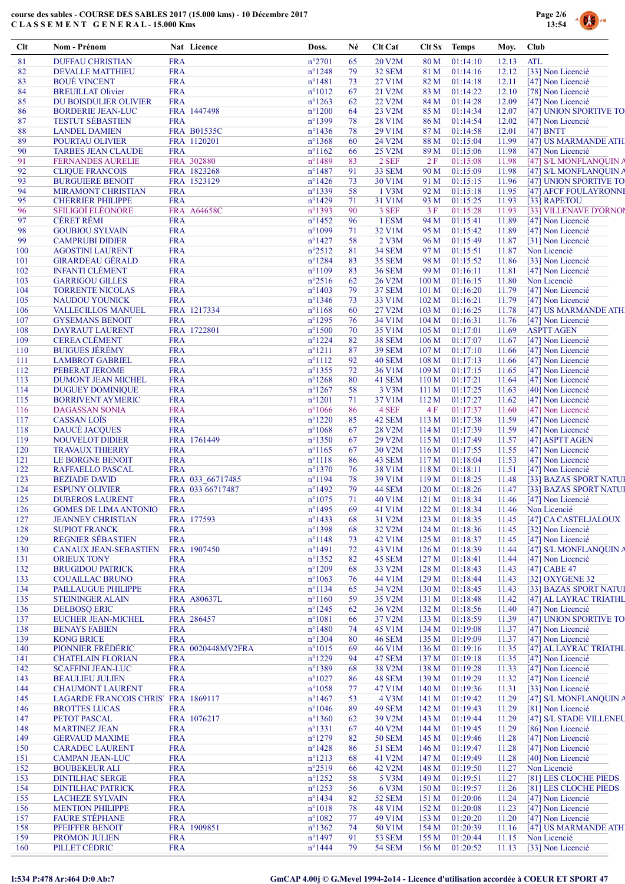course des sables - COURSE DES SABLES 2017 (15.000 kms) - 10 Décembre 2017
CLASSEMENT GENERAL - 15.000 Kms

| Clt | Nom - Prénom | Nat | Licence | Doss. | Né | Clt Cat | Clt Sx | Temps | Moy. | Club |
|---|---|---|---|---|---|---|---|---|---|---|
| 81 | DUFFAU CHRISTIAN | FRA | | n°2701 | 65 | 20 V2M | 80 M | 01:14:10 | 12.13 | ATL |
| 82 | DEVALLE MATTHIEU | FRA | | n°1248 | 79 | 32 SEM | 81 M | 01:14:16 | 12.12 | [33] Non Licencié |
| 83 | BOUÉ VINCENT | FRA | | n°1481 | 73 | 27 V1M | 82 M | 01:14:18 | 12.11 | [47] Non Licencié |
| 84 | BREUILLAT Olivier | FRA | | n°1012 | 67 | 21 V2M | 83 M | 01:14:22 | 12.10 | [78] Non Licencié |
| 85 | DU BOISDULIER OLIVIER | FRA | | n°1263 | 62 | 22 V2M | 84 M | 01:14:28 | 12.09 | [47] Non Licencié |
| 86 | BORDERIE JEAN-LUC | FRA | 1447498 | n°1200 | 64 | 23 V2M | 85 M | 01:14:34 | 12.07 | [47] UNION SPORTIVE TO |
| 87 | TESTUT SÉBASTIEN | FRA | | n°1399 | 78 | 28 V1M | 86 M | 01:14:54 | 12.02 | [47] Non Licencié |
| 88 | LANDEL DAMIEN | FRA | B01535C | n°1436 | 78 | 29 V1M | 87 M | 01:14:58 | 12.01 | [47] BNTT |
| 89 | POURTAU OLIVIER | FRA | 1120201 | n°1368 | 60 | 24 V2M | 88 M | 01:15:04 | 11.99 | [47] US MARMANDE ATH |
| 90 | TARBES JEAN CLAUDE | FRA | | n°1162 | 66 | 25 V2M | 89 M | 01:15:06 | 11.98 | [47] Non Licencié |
| 91 | FERNANDES AURELIE | FRA | 302880 | n°1489 | 83 | 2 SEF | 2 F | 01:15:08 | 11.98 | [47] S/L MONFLANQUIN A |
| 92 | CLIQUE FRANCOIS | FRA | 1823268 | n°1487 | 91 | 33 SEM | 90 M | 01:15:09 | 11.98 | [47] S/L MONFLANQUIN A |
| 93 | BURGUIERE BENOIT | FRA | 1523129 | n°1426 | 73 | 30 V1M | 91 M | 01:15:15 | 11.96 | [47] UNION SPORTIVE TO |
| 94 | MIRAMONT CHRISTIAN | FRA | | n°1339 | 58 | 1 V3M | 92 M | 01:15:18 | 11.95 | [47] AFCF FOULAYRONNI |
| 95 | CHERRIER PHILIPPE | FRA | | n°1429 | 71 | 31 V1M | 93 M | 01:15:25 | 11.93 | [33] RAPETOU |
| 96 | SFILIGOÏ ELÉONORE | FRA | A64658C | n°1393 | 90 | 3 SEF | 3 F | 01:15:28 | 11.93 | [33] VILLENAVE D'ORNON |
| 97 | CÉRET RÉMI | FRA | | n°1452 | 96 | 1 ESM | 94 M | 01:15:41 | 11.89 | [47] Non Licencié |
| 98 | GOUBIOU SYLVAIN | FRA | | n°1099 | 71 | 32 V1M | 95 M | 01:15:42 | 11.89 | [47] Non Licencié |
| 99 | CAMPRUBI DIDIER | FRA | | n°1427 | 58 | 2 V3M | 96 M | 01:15:49 | 11.87 | [31] Non Licencié |
| 100 | AGOSTINI LAURENT | FRA | | n°2512 | 81 | 34 SEM | 97 M | 01:15:51 | 11.87 | Non Licencié |
| 101 | GIRARDEAU GÉRALD | FRA | | n°1284 | 83 | 35 SEM | 98 M | 01:15:52 | 11.86 | [33] Non Licencié |
| 102 | INFANTI CLÉMENT | FRA | | n°1109 | 83 | 36 SEM | 99 M | 01:16:11 | 11.81 | [47] Non Licencié |
| 103 | GARRIGOU GILLES | FRA | | n°2516 | 62 | 26 V2M | 100 M | 01:16:15 | 11.80 | Non Licencié |
| 104 | TORRENTE NICOLAS | FRA | | n°1403 | 79 | 37 SEM | 101 M | 01:16:20 | 11.79 | [47] Non Licencié |
| 105 | NAUDOU YOUNICK | FRA | | n°1346 | 73 | 33 V1M | 102 M | 01:16:21 | 11.79 | [47] Non Licencié |
| 106 | VALLECILLOS MANUEL | FRA | 1217334 | n°1168 | 60 | 27 V2M | 103 M | 01:16:25 | 11.78 | [47] US MARMANDE ATH |
| 107 | GYSEMANS BENOIT | FRA | | n°1295 | 74 | 34 V1M | 104 M | 01:16:31 | 11.76 | [47] Non Licencié |
| 108 | DAYRAUT LAURENT | FRA | 1722801 | n°1500 | 70 | 35 V1M | 105 M | 01:17:01 | 11.69 | ASPTT AGEN |
| 109 | CEREA CLÉMENT | FRA | | n°1224 | 82 | 38 SEM | 106 M | 01:17:07 | 11.67 | [47] Non Licencié |
| 110 | BUIGUES JÉRÉMY | FRA | | n°1211 | 87 | 39 SEM | 107 M | 01:17:10 | 11.66 | [47] Non Licencié |
| 111 | LAMBROT GABRIEL | FRA | | n°1112 | 92 | 40 SEM | 108 M | 01:17:13 | 11.66 | [47] Non Licencié |
| 112 | PEBERAT JEROME | FRA | | n°1355 | 72 | 36 V1M | 109 M | 01:17:15 | 11.65 | [47] Non Licencié |
| 113 | DUMONT JEAN MICHEL | FRA | | n°1268 | 80 | 41 SEM | 110 M | 01:17:21 | 11.64 | [47] Non Licencié |
| 114 | DUGUEY DOMINIQUE | FRA | | n°1267 | 58 | 3 V3M | 111 M | 01:17:25 | 11.63 | [40] Non Licencié |
| 115 | BORRIVENT AYMERIC | FRA | | n°1201 | 71 | 37 V1M | 112 M | 01:17:27 | 11.62 | [47] Non Licencié |
| 116 | DAGASSAN SONIA | FRA | | n°1066 | 86 | 4 SEF | 4 F | 01:17:37 | 11.60 | [47] Non Licencié |
| 117 | CASSAN LOÏS | FRA | | n°1220 | 85 | 42 SEM | 113 M | 01:17:38 | 11.59 | [47] Non Licencié |
| 118 | DAUCÉ JACQUES | FRA | | n°1068 | 67 | 28 V2M | 114 M | 01:17:39 | 11.59 | [47] Non Licencié |
| 119 | NOUVELOT DIDIER | FRA | 1761449 | n°1350 | 67 | 29 V2M | 115 M | 01:17:49 | 11.57 | [47] ASPTT AGEN |
| 120 | TRAVAUX THIERRY | FRA | | n°1165 | 67 | 30 V2M | 116 M | 01:17:55 | 11.55 | [47] Non Licencié |
| 121 | LE BORGNE BENOIT | FRA | | n°1118 | 86 | 43 SEM | 117 M | 01:18:04 | 11.53 | [47] Non Licencié |
| 122 | RAFFAELLO PASCAL | FRA | | n°1370 | 76 | 38 V1M | 118 M | 01:18:11 | 11.51 | [47] Non Licencié |
| 123 | BEZIADE DAVID | FRA | 033_66717485 | n°1194 | 78 | 39 V1M | 119 M | 01:18:25 | 11.48 | [33] BAZAS SPORT NATUI |
| 124 | ESPUNY OLIVIER | FRA | 033 66717487 | n°1492 | 79 | 44 SEM | 120 M | 01:18:26 | 11.47 | [33] BAZAS SPORT NATUI |
| 125 | DUBEROS LAURENT | FRA | | n°1075 | 78 | 40 V1M | 121 M | 01:18:34 | 11.46 | [47] Non Licencié |
| 126 | GOMES DE LIMA ANTONIO | FRA | | n°1495 | 69 | 41 V1M | 122 M | 01:18:34 | 11.46 | Non Licencié |
| 127 | JEANNEY CHRISTIAN | FRA | 177593 | n°1433 | 68 | 31 V2M | 123 M | 01:18:35 | 11.45 | [47] CA CASTELJALOUX |
| 128 | SUPIOT FRANCK | FRA | | n°1398 | 68 | 32 V2M | 124 M | 01:18:36 | 11.45 | [32] Non Licencié |
| 129 | REGNIER SÉBASTIEN | FRA | | n°1148 | 73 | 42 V1M | 125 M | 01:18:37 | 11.45 | [47] Non Licencié |
| 130 | CANAUX JEAN-SEBASTIEN | FRA | 1907450 | n°1491 | 72 | 43 V1M | 126 M | 01:18:39 | 11.44 | [47] S/L MONFLANQUIN A |
| 131 | ORIEUX TONY | FRA | | n°1352 | 82 | 45 SEM | 127 M | 01:18:41 | 11.44 | [47] Non Licencié |
| 132 | BRUGIDOU PATRICK | FRA | | n°1209 | 68 | 33 V2M | 128 M | 01:18:43 | 11.43 | [47] CABE 47 |
| 133 | COUAILLAC BRUNO | FRA | | n°1063 | 76 | 44 V1M | 129 M | 01:18:44 | 11.43 | [32] OXYGENE 32 |
| 134 | PAILLAUGUE PHILIPPE | FRA | | n°1134 | 65 | 34 V2M | 130 M | 01:18:45 | 11.43 | [33] BAZAS SPORT NATUI |
| 135 | STEININGER ALAIN | FRA | A80637L | n°1160 | 59 | 35 V2M | 131 M | 01:18:48 | 11.42 | [47] AL LAYRAC TRIATHL |
| 136 | DELBOSQ ERIC | FRA | | n°1245 | 62 | 36 V2M | 132 M | 01:18:56 | 11.40 | [47] Non Licencié |
| 137 | EUCHER JEAN-MICHEL | FRA | 286457 | n°1081 | 66 | 37 V2M | 133 M | 01:18:59 | 11.39 | [47] UNION SPORTIVE TO |
| 138 | BENAYS FABIEN | FRA | | n°1480 | 74 | 45 V1M | 134 M | 01:19:08 | 11.37 | [47] Non Licencié |
| 139 | KONG BRICE | FRA | | n°1304 | 80 | 46 SEM | 135 M | 01:19:09 | 11.37 | [47] Non Licencié |
| 140 | PIONNIER FRÉDÉRIC | FRA | 0020448MV2FRA | n°1015 | 69 | 46 V1M | 136 M | 01:19:16 | 11.35 | [47] AL LAYRAC TRIATHL |
| 141 | CHATELAIN FLORIAN | FRA | | n°1229 | 94 | 47 SEM | 137 M | 01:19:18 | 11.35 | [47] Non Licencié |
| 142 | SCAFFINI JEAN-LUC | FRA | | n°1389 | 68 | 38 V2M | 138 M | 01:19:28 | 11.33 | [47] Non Licencié |
| 143 | BEAULIEU JULIEN | FRA | | n°1027 | 86 | 48 SEM | 139 M | 01:19:29 | 11.32 | [47] Non Licencié |
| 144 | CHAUMONT LAURENT | FRA | | n°1058 | 77 | 47 V1M | 140 M | 01:19:36 | 11.31 | [33] Non Licencié |
| 145 | LAGARDE FRANCOIS CHRIS | FRA | 1869117 | n°1467 | 53 | 4 V3M | 141 M | 01:19:42 | 11.29 | [47] S/L MONFLANQUIN A |
| 146 | BROTTES LUCAS | FRA | | n°1046 | 89 | 49 SEM | 142 M | 01:19:43 | 11.29 | [81] Non Licencié |
| 147 | PETOT PASCAL | FRA | 1076217 | n°1360 | 62 | 39 V2M | 143 M | 01:19:44 | 11.29 | [47] S/L STADE VILLENEU |
| 148 | MARTINEZ JEAN | FRA | | n°1331 | 67 | 40 V2M | 144 M | 01:19:45 | 11.29 | [86] Non Licencié |
| 149 | GERVAUD MAXIME | FRA | | n°1279 | 82 | 50 SEM | 145 M | 01:19:46 | 11.28 | [47] Non Licencié |
| 150 | CARADEC LAURENT | FRA | | n°1428 | 86 | 51 SEM | 146 M | 01:19:47 | 11.28 | [47] Non Licencié |
| 151 | CAMPAN JEAN-LUC | FRA | | n°1213 | 68 | 41 V2M | 147 M | 01:19:49 | 11.28 | [40] Non Licencié |
| 152 | BOUBEKEUR ALI | FRA | | n°2519 | 66 | 42 V2M | 148 M | 01:19:50 | 11.27 | Non Licencié |
| 153 | DINTILHAC SERGE | FRA | | n°1252 | 58 | 5 V3M | 149 M | 01:19:51 | 11.27 | [81] LES CLOCHE PIEDS |
| 154 | DINTILHAC PATRICK | FRA | | n°1253 | 56 | 6 V3M | 150 M | 01:19:57 | 11.26 | [81] LES CLOCHE PIEDS |
| 155 | LACHEZE SYLVAIN | FRA | | n°1434 | 82 | 52 SEM | 151 M | 01:20:06 | 11.24 | [47] Non Licencié |
| 156 | MENTION PHILIPPE | FRA | | n°1018 | 78 | 48 V1M | 152 M | 01:20:08 | 11.23 | [47] Non Licencié |
| 157 | FAURE STÉPHANE | FRA | | n°1082 | 77 | 49 V1M | 153 M | 01:20:20 | 11.20 | [47] Non Licencié |
| 158 | PFEIFFER BENOIT | FRA | 1909851 | n°1362 | 74 | 50 V1M | 154 M | 01:20:39 | 11.16 | [47] US MARMANDE ATH |
| 159 | PROMON JULIEN | FRA | | n°1497 | 91 | 53 SEM | 155 M | 01:20:44 | 11.15 | Non Licencié |
| 160 | PILLET CÉDRIC | FRA | | n°1444 | 79 | 54 SEM | 156 M | 01:20:52 | 11.13 | [33] Non Licencié |

I:534 P:478 Ar:464 D:0 Ab:7

GmCAP 4.00j © G.Mevel 1994-2o14 - Licence d'utilisation accordée à COEUR ET SPORT 47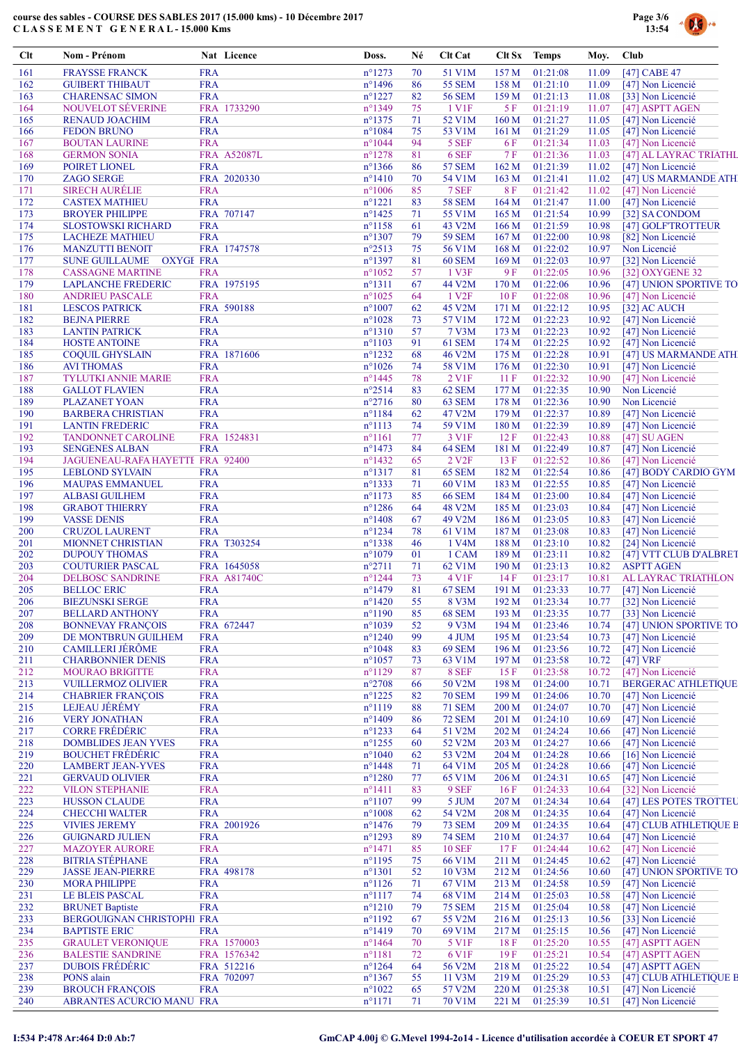course des sables - COURSE DES SABLES 2017 (15.000 kms) - 10 Décembre 2017
C L A S S E M E N T   G E N E R A L - 15.000 Kms

| Clt | Nom - Prénom | Nat | Licence | Doss. | Né | Clt Cat | Clt Sx | Temps | Moy. | Club |
|---|---|---|---|---|---|---|---|---|---|---|
| 161 | FRAYSSE FRANCK | FRA | | n°1273 | 70 | 51 V1M | 157 M | 01:21:08 | 11.09 | [47] CABE 47 |
| 162 | GUIBERT THIBAUT | FRA | | n°1496 | 86 | 55 SEM | 158 M | 01:21:10 | 11.09 | [47] Non Licencié |
| 163 | CHARENSAC SIMON | FRA | | n°1227 | 82 | 56 SEM | 159 M | 01:21:13 | 11.08 | [33] Non Licencié |
| 164 | NOUVELOT SÉVERINE | FRA | 1733290 | n°1349 | 75 | 1 V1F | 5 F | 01:21:19 | 11.07 | [47] ASPTT AGEN |
| 165 | RENAUD JOACHIM | FRA | | n°1375 | 71 | 52 V1M | 160 M | 01:21:27 | 11.05 | [47] Non Licencié |
| 166 | FEDON BRUNO | FRA | | n°1084 | 75 | 53 V1M | 161 M | 01:21:29 | 11.05 | [47] Non Licencié |
| 167 | BOUTAN LAURINE | FRA | | n°1044 | 94 | 5 SEF | 6 F | 01:21:34 | 11.03 | [47] Non Licencié |
| 168 | GERMON SONIA | FRA | A52087L | n°1278 | 81 | 6 SEF | 7 F | 01:21:36 | 11.03 | [47] AL LAYRAC TRIATHL |
| 169 | POIRET LIONEL | FRA | | n°1366 | 86 | 57 SEM | 162 M | 01:21:39 | 11.02 | [47] Non Licencié |
| 170 | ZAGO SERGE | FRA | 2020330 | n°1410 | 70 | 54 V1M | 163 M | 01:21:41 | 11.02 | [47] US MARMANDE ATH |
| 171 | SIRECH AURÉLIE | FRA | | n°1006 | 85 | 7 SEF | 8 F | 01:21:42 | 11.02 | [47] Non Licencié |
| 172 | CASTEX MATHIEU | FRA | | n°1221 | 83 | 58 SEM | 164 M | 01:21:47 | 11.00 | [47] Non Licencié |
| 173 | BROYER PHILIPPE | FRA | 707147 | n°1425 | 71 | 55 V1M | 165 M | 01:21:54 | 10.99 | [32] SA CONDOM |
| 174 | SLOSTOWSKI RICHARD | FRA | | n°1158 | 61 | 43 V2M | 166 M | 01:21:59 | 10.98 | [47] GOLF'TROTTEUR |
| 175 | LACHEZE MATHIEU | FRA | | n°1307 | 79 | 59 SEM | 167 M | 01:22:00 | 10.98 | [82] Non Licencié |
| 176 | MANZUTTI BENOIT | FRA | 1747578 | n°2513 | 75 | 56 V1M | 168 M | 01:22:02 | 10.97 | Non Licencié |
| 177 | SUNE GUILLAUME OXYGE | FRA | | n°1397 | 81 | 60 SEM | 169 M | 01:22:03 | 10.97 | [32] Non Licencié |
| 178 | CASSAGNE MARTINE | FRA | | n°1052 | 57 | 1 V3F | 9 F | 01:22:05 | 10.96 | [32] OXYGENE 32 |
| 179 | LAPLANCHE FREDERIC | FRA | 1975195 | n°1311 | 67 | 44 V2M | 170 M | 01:22:06 | 10.96 | [47] UNION SPORTIVE TO |
| 180 | ANDRIEU PASCALE | FRA | | n°1025 | 64 | 1 V2F | 10 F | 01:22:08 | 10.96 | [47] Non Licencié |
| 181 | LESCOS PATRICK | FRA | 590188 | n°1007 | 62 | 45 V2M | 171 M | 01:22:12 | 10.95 | [32] AC AUCH |
| 182 | BEJNA PIERRE | FRA | | n°1028 | 73 | 57 V1M | 172 M | 01:22:23 | 10.92 | [47] Non Licencié |
| 183 | LANTIN PATRICK | FRA | | n°1310 | 57 | 7 V3M | 173 M | 01:22:23 | 10.92 | [47] Non Licencié |
| 184 | HOSTE ANTOINE | FRA | | n°1103 | 91 | 61 SEM | 174 M | 01:22:25 | 10.92 | [47] Non Licencié |
| 185 | COQUIL GHYSLAIN | FRA | 1871606 | n°1232 | 68 | 46 V2M | 175 M | 01:22:28 | 10.91 | [47] US MARMANDE ATH |
| 186 | AVI THOMAS | FRA | | n°1026 | 74 | 58 V1M | 176 M | 01:22:30 | 10.91 | [47] Non Licencié |
| 187 | TYLUTKI ANNIE MARIE | FRA | | n°1445 | 78 | 2 V1F | 11 F | 01:22:32 | 10.90 | [47] Non Licencié |
| 188 | GALLOT FLAVIEN | FRA | | n°2514 | 83 | 62 SEM | 177 M | 01:22:35 | 10.90 | Non Licencié |
| 189 | PLAZANET YOAN | FRA | | n°2716 | 80 | 63 SEM | 178 M | 01:22:36 | 10.90 | Non Licencié |
| 190 | BARBERA CHRISTIAN | FRA | | n°1184 | 62 | 47 V2M | 179 M | 01:22:37 | 10.89 | [47] Non Licencié |
| 191 | LANTIN FREDERIC | FRA | | n°1113 | 74 | 59 V1M | 180 M | 01:22:39 | 10.89 | [47] Non Licencié |
| 192 | TANDONNET CAROLINE | FRA | 1524831 | n°1161 | 77 | 3 V1F | 12 F | 01:22:43 | 10.88 | [47] SU AGEN |
| 193 | SENGENES ALBAN | FRA | | n°1473 | 84 | 64 SEM | 181 M | 01:22:49 | 10.87 | [47] Non Licencié |
| 194 | JAGUENEAU-RAFA HAYETTE | FRA | 92400 | n°1432 | 65 | 2 V2F | 13 F | 01:22:52 | 10.86 | [47] Non Licencié |
| 195 | LEBLOND SYLVAIN | FRA | | n°1317 | 77 | 65 SEM | 182 M | 01:22:54 | 10.86 | [47] BODY CARDIO GYM |
| 196 | MAUPAS EMMANUEL | FRA | | n°1333 | 71 | 60 V1M | 183 M | 01:22:55 | 10.85 | [47] Non Licencié |
| 197 | ALBASI GUILHEM | FRA | | n°1173 | 85 | 66 SEM | 184 M | 01:23:00 | 10.84 | [47] Non Licencié |
| 198 | GRABOT THIERRY | FRA | | n°1286 | 64 | 48 V2M | 185 M | 01:23:03 | 10.84 | [47] Non Licencié |
| 199 | VASSE DENIS | FRA | | n°1408 | 67 | 49 V2M | 186 M | 01:23:05 | 10.83 | [47] Non Licencié |
| 200 | CRUZOL LAURENT | FRA | | n°1234 | 73 | 61 V1M | 187 M | 01:23:08 | 10.83 | [47] Non Licencié |
| 201 | MIONNET CHRISTIAN | FRA | T303254 | n°1338 | 46 | 1 V4M | 188 M | 01:23:10 | 10.82 | [24] Non Licencié |
| 202 | DUPOUY THOMAS | FRA | | n°1079 | 01 | 1 CAM | 189 M | 01:23:11 | 10.82 | [47] VTT CLUB D'ALBRET |
| 203 | COUTURIER PASCAL | FRA | 1645058 | n°2711 | 71 | 62 V1M | 190 M | 01:23:13 | 10.82 | ASPTT AGEN |
| 204 | DELBOSC SANDRINE | FRA | A81740C | n°1244 | 73 | 4 V1F | 14 F | 01:23:17 | 10.81 | AL LAYRAC TRIATHLON |
| 205 | BELLOC ERIC | FRA | | n°1479 | 81 | 67 SEM | 191 M | 01:23:33 | 10.77 | [47] Non Licencié |
| 206 | BIEZUNSKI SERGE | FRA | | n°1420 | 55 | 8 V3M | 192 M | 01:23:34 | 10.77 | [32] Non Licencié |
| 207 | BELLARD ANTHONY | FRA | | n°1190 | 85 | 68 SEM | 193 M | 01:23:35 | 10.77 | [33] Non Licencié |
| 208 | BONNEVAY FRANÇOIS | FRA | 672447 | n°1039 | 52 | 9 V3M | 194 M | 01:23:46 | 10.74 | [47] UNION SPORTIVE TO |
| 209 | DE MONTBRUN GUILHEM | FRA | | n°1240 | 99 | 4 JUM | 195 M | 01:23:54 | 10.73 | [47] Non Licencié |
| 210 | CAMILLERI JÉRÔME | FRA | | n°1048 | 83 | 69 SEM | 196 M | 01:23:56 | 10.72 | [47] Non Licencié |
| 211 | CHARBONNIER DENIS | FRA | | n°1057 | 73 | 63 V1M | 197 M | 01:23:58 | 10.72 | [47] VRF |
| 212 | MOURAO BRIGITTE | FRA | | n°1129 | 87 | 8 SEF | 15 F | 01:23:58 | 10.72 | [47] Non Licencié |
| 213 | VUILLERMOZ OLIVIER | FRA | | n°2708 | 66 | 50 V2M | 198 M | 01:24:00 | 10.71 | BERGERAC ATHLETIQUE |
| 214 | CHABRIER FRANÇOIS | FRA | | n°1225 | 82 | 70 SEM | 199 M | 01:24:06 | 10.70 | [47] Non Licencié |
| 215 | LEJEAU JÉRÉMY | FRA | | n°1119 | 88 | 71 SEM | 200 M | 01:24:07 | 10.70 | [47] Non Licencié |
| 216 | VERY JONATHAN | FRA | | n°1409 | 86 | 72 SEM | 201 M | 01:24:10 | 10.69 | [47] Non Licencié |
| 217 | CORRE FRÉDÉRIC | FRA | | n°1233 | 64 | 51 V2M | 202 M | 01:24:24 | 10.66 | [47] Non Licencié |
| 218 | DOMBLIDES JEAN YVES | FRA | | n°1255 | 60 | 52 V2M | 203 M | 01:24:27 | 10.66 | [47] Non Licencié |
| 219 | BOUCHET FRÉDÉRIC | FRA | | n°1040 | 62 | 53 V2M | 204 M | 01:24:28 | 10.66 | [16] Non Licencié |
| 220 | LAMBERT JEAN-YVES | FRA | | n°1448 | 71 | 64 V1M | 205 M | 01:24:28 | 10.66 | [47] Non Licencié |
| 221 | GERVAUD OLIVIER | FRA | | n°1280 | 77 | 65 V1M | 206 M | 01:24:31 | 10.65 | [47] Non Licencié |
| 222 | VILON STEPHANIE | FRA | | n°1411 | 83 | 9 SEF | 16 F | 01:24:33 | 10.64 | [32] Non Licencié |
| 223 | HUSSON CLAUDE | FRA | | n°1107 | 99 | 5 JUM | 207 M | 01:24:34 | 10.64 | [47] LES POTES TROTTEU |
| 224 | CHECCHI WALTER | FRA | | n°1008 | 62 | 54 V2M | 208 M | 01:24:35 | 10.64 | [47] Non Licencié |
| 225 | VIVIES JEREMY | FRA | 2001926 | n°1476 | 79 | 73 SEM | 209 M | 01:24:35 | 10.64 | [47] CLUB ATHLETIQUE B |
| 226 | GUIGNARD JULIEN | FRA | | n°1293 | 89 | 74 SEM | 210 M | 01:24:37 | 10.64 | [47] Non Licencié |
| 227 | MAZOYER AURORE | FRA | | n°1471 | 85 | 10 SEF | 17 F | 01:24:44 | 10.62 | [47] Non Licencié |
| 228 | BITRIA STÉPHANE | FRA | | n°1195 | 75 | 66 V1M | 211 M | 01:24:45 | 10.62 | [47] Non Licencié |
| 229 | JASSE JEAN-PIERRE | FRA | 498178 | n°1301 | 52 | 10 V3M | 212 M | 01:24:56 | 10.60 | [47] UNION SPORTIVE TO |
| 230 | MORA PHILIPPE | FRA | | n°1126 | 71 | 67 V1M | 213 M | 01:24:58 | 10.59 | [47] Non Licencié |
| 231 | LE BLEIS PASCAL | FRA | | n°1117 | 74 | 68 V1M | 214 M | 01:25:03 | 10.58 | [47] Non Licencié |
| 232 | BRUNET Baptiste | FRA | | n°1210 | 79 | 75 SEM | 215 M | 01:25:04 | 10.58 | [47] Non Licencié |
| 233 | BERGOUIGNAN CHRISTOPHE | FRA | | n°1192 | 67 | 55 V2M | 216 M | 01:25:13 | 10.56 | [33] Non Licencié |
| 234 | BAPTISTE ERIC | FRA | | n°1419 | 70 | 69 V1M | 217 M | 01:25:15 | 10.56 | [47] Non Licencié |
| 235 | GRAULET VERONIQUE | FRA | 1570003 | n°1464 | 70 | 5 V1F | 18 F | 01:25:20 | 10.55 | [47] ASPTT AGEN |
| 236 | BALESTIE SANDRINE | FRA | 1576342 | n°1181 | 72 | 6 V1F | 19 F | 01:25:21 | 10.54 | [47] ASPTT AGEN |
| 237 | DUBOIS FRÉDÉRIC | FRA | 512216 | n°1264 | 64 | 56 V2M | 218 M | 01:25:22 | 10.54 | [47] ASPTT AGEN |
| 238 | PONS alain | FRA | 702097 | n°1367 | 55 | 11 V3M | 219 M | 01:25:29 | 10.53 | [47] CLUB ATHLETIQUE B |
| 239 | BROUCH FRANÇOIS | FRA | | n°1022 | 65 | 57 V2M | 220 M | 01:25:38 | 10.51 | [47] Non Licencié |
| 240 | ABRANTES ACURCIO MANU | FRA | | n°1171 | 71 | 70 V1M | 221 M | 01:25:39 | 10.51 | [47] Non Licencié |

I:534 P:478 Ar:464 D:0 Ab:7

GmCAP 4.00j © G.Mevel 1994-2014 - Licence d'utilisation accordée à COEUR ET SPORT 47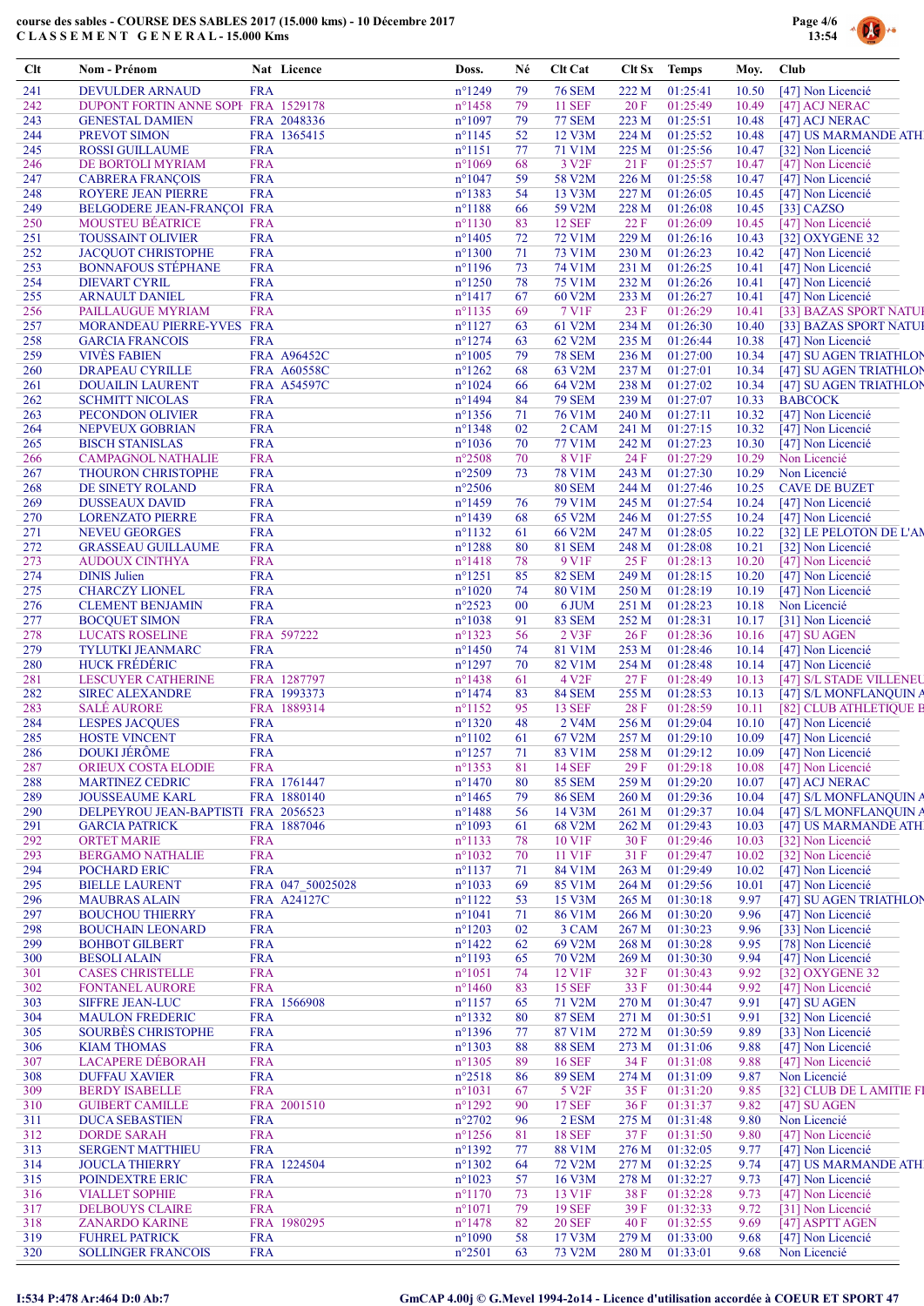course des sables - COURSE DES SABLES 2017 (15.000 kms) - 10 Décembre 2017
C L A S S E M E N T   G E N E R A L - 15.000 Kms

| Clt | Nom - Prénom | Nat | Licence | Doss. | Né | Clt Cat | Clt Sx | Temps | Moy. | Club |
|---|---|---|---|---|---|---|---|---|---|---|
| 241 | DEVULDER ARNAUD | FRA | | n°1249 | 79 | 76 SEM | 222 M | 01:25:41 | 10.50 | [47] Non Licencié |
| 242 | DUPONT FORTIN ANNE SOPH | FRA | 1529178 | n°1458 | 79 | 11 SEF | 20 F | 01:25:49 | 10.49 | [47] ACJ NERAC |
| 243 | GENESTAL DAMIEN | FRA | 2048336 | n°1097 | 79 | 77 SEM | 223 M | 01:25:51 | 10.48 | [47] ACJ NERAC |
| 244 | PREVOT SIMON | FRA | 1365415 | n°1145 | 52 | 12 V3M | 224 M | 01:25:52 | 10.48 | [47] US MARMANDE ATH |
| 245 | ROSSI GUILLAUME | FRA | | n°1151 | 77 | 71 V1M | 225 M | 01:25:56 | 10.47 | [32] Non Licencié |
| 246 | DE BORTOLI MYRIAM | FRA | | n°1069 | 68 | 3 V2F | 21 F | 01:25:57 | 10.47 | [47] Non Licencié |
| 247 | CABRERA FRANÇOIS | FRA | | n°1047 | 59 | 58 V2M | 226 M | 01:25:58 | 10.47 | [47] Non Licencié |
| 248 | ROYERE JEAN PIERRE | FRA | | n°1383 | 54 | 13 V3M | 227 M | 01:26:05 | 10.45 | [47] Non Licencié |
| 249 | BELGODERE JEAN-FRANÇOI | FRA | | n°1188 | 66 | 59 V2M | 228 M | 01:26:08 | 10.45 | [33] CAZSO |
| 250 | MOUSTEU BÉATRICE | FRA | | n°1130 | 83 | 12 SEF | 22 F | 01:26:09 | 10.45 | [47] Non Licencié |
| 251 | TOUSSAINT OLIVIER | FRA | | n°1405 | 72 | 72 V1M | 229 M | 01:26:16 | 10.43 | [32] OXYGENE 32 |
| 252 | JACQUOT CHRISTOPHE | FRA | | n°1300 | 71 | 73 V1M | 230 M | 01:26:23 | 10.42 | [47] Non Licencié |
| 253 | BONNAFOUS STÉPHANE | FRA | | n°1196 | 73 | 74 V1M | 231 M | 01:26:25 | 10.41 | [47] Non Licencié |
| 254 | DIEVART CYRIL | FRA | | n°1250 | 78 | 75 V1M | 232 M | 01:26:26 | 10.41 | [47] Non Licencié |
| 255 | ARNAULT DANIEL | FRA | | n°1417 | 67 | 60 V2M | 233 M | 01:26:27 | 10.41 | [47] Non Licencié |
| 256 | PAILLAUGUE MYRIAM | FRA | | n°1135 | 69 | 7 V1F | 23 F | 01:26:29 | 10.41 | [33] BAZAS SPORT NATU |
| 257 | MORANDEAU PIERRE-YVES | FRA | | n°1127 | 63 | 61 V2M | 234 M | 01:26:30 | 10.40 | [33] BAZAS SPORT NATU |
| 258 | GARCIA FRANCOIS | FRA | | n°1274 | 63 | 62 V2M | 235 M | 01:26:44 | 10.38 | [47] Non Licencié |
| 259 | VIVÈS FABIEN | FRA | A96452C | n°1005 | 79 | 78 SEM | 236 M | 01:27:00 | 10.34 | [47] SU AGEN TRIATHLON |
| 260 | DRAPEAU CYRILLE | FRA | A60558C | n°1262 | 68 | 63 V2M | 237 M | 01:27:01 | 10.34 | [47] SU AGEN TRIATHLON |
| 261 | DOUAILIN LAURENT | FRA | A54597C | n°1024 | 66 | 64 V2M | 238 M | 01:27:02 | 10.34 | [47] SU AGEN TRIATHLON |
| 262 | SCHMITT NICOLAS | FRA | | n°1494 | 84 | 79 SEM | 239 M | 01:27:07 | 10.33 | BABCOCK |
| 263 | PECONDON OLIVIER | FRA | | n°1356 | 71 | 76 V1M | 240 M | 01:27:11 | 10.32 | [47] Non Licencié |
| 264 | NEPVEUX GOBRIAN | FRA | | n°1348 | 02 | 2 CAM | 241 M | 01:27:15 | 10.32 | [47] Non Licencié |
| 265 | BISCH STANISLAS | FRA | | n°1036 | 70 | 77 V1M | 242 M | 01:27:23 | 10.30 | [47] Non Licencié |
| 266 | CAMPAGNOL NATHALIE | FRA | | n°2508 | 70 | 8 V1F | 24 F | 01:27:29 | 10.29 | Non Licencié |
| 267 | THOURON CHRISTOPHE | FRA | | n°2509 | 73 | 78 V1M | 243 M | 01:27:30 | 10.29 | Non Licencié |
| 268 | DE SINETY ROLAND | FRA | | n°2506 | | 80 SEM | 244 M | 01:27:46 | 10.25 | CAVE DE BUZET |
| 269 | DUSSEAUX DAVID | FRA | | n°1459 | 76 | 79 V1M | 245 M | 01:27:54 | 10.24 | [47] Non Licencié |
| 270 | LORENZATO PIERRE | FRA | | n°1439 | 68 | 65 V2M | 246 M | 01:27:55 | 10.24 | [47] Non Licencié |
| 271 | NEVEU GEORGES | FRA | | n°1132 | 61 | 66 V2M | 247 M | 01:28:05 | 10.22 | [32] LE PELOTON DE L'AM |
| 272 | GRASSEAU GUILLAUME | FRA | | n°1288 | 80 | 81 SEM | 248 M | 01:28:08 | 10.21 | [32] Non Licencié |
| 273 | AUDOUX CINTHYA | FRA | | n°1418 | 78 | 9 V1F | 25 F | 01:28:13 | 10.20 | [47] Non Licencié |
| 274 | DINIS Julien | FRA | | n°1251 | 85 | 82 SEM | 249 M | 01:28:15 | 10.20 | [47] Non Licencié |
| 275 | CHARCZY LIONEL | FRA | | n°1020 | 74 | 80 V1M | 250 M | 01:28:19 | 10.19 | [47] Non Licencié |
| 276 | CLEMENT BENJAMIN | FRA | | n°2523 | 00 | 6 JUM | 251 M | 01:28:23 | 10.18 | Non Licencié |
| 277 | BOCQUET SIMON | FRA | | n°1038 | 91 | 83 SEM | 252 M | 01:28:31 | 10.17 | [31] Non Licencié |
| 278 | LUCATS ROSELINE | FRA | 597222 | n°1323 | 56 | 2 V3F | 26 F | 01:28:36 | 10.16 | [47] SU AGEN |
| 279 | TYLUTKI JEANMARC | FRA | | n°1450 | 74 | 81 V1M | 253 M | 01:28:46 | 10.14 | [47] Non Licencié |
| 280 | HUCK FRÉDÉRIC | FRA | | n°1297 | 70 | 82 V1M | 254 M | 01:28:48 | 10.14 | [47] Non Licencié |
| 281 | LESCUYER CATHERINE | FRA | 1287797 | n°1438 | 61 | 4 V2F | 27 F | 01:28:49 | 10.13 | [47] S/L STADE VILLENEU |
| 282 | SIREC ALEXANDRE | FRA | 1993373 | n°1474 | 83 | 84 SEM | 255 M | 01:28:53 | 10.13 | [47] S/L MONFLANQUIN A |
| 283 | SALÉ AURORE | FRA | 1889314 | n°1152 | 95 | 13 SEF | 28 F | 01:28:59 | 10.11 | [82] CLUB ATHLETIQUE B |
| 284 | LESPES JACQUES | FRA | | n°1320 | 48 | 2 V4M | 256 M | 01:29:04 | 10.10 | [47] Non Licencié |
| 285 | HOSTE VINCENT | FRA | | n°1102 | 61 | 67 V2M | 257 M | 01:29:10 | 10.09 | [47] Non Licencié |
| 286 | DOUKI JÉRÔME | FRA | | n°1257 | 71 | 83 V1M | 258 M | 01:29:12 | 10.09 | [47] Non Licencié |
| 287 | ORIEUX COSTA ELODIE | FRA | | n°1353 | 81 | 14 SEF | 29 F | 01:29:18 | 10.08 | [47] Non Licencié |
| 288 | MARTINEZ CEDRIC | FRA | 1761447 | n°1470 | 80 | 85 SEM | 259 M | 01:29:20 | 10.07 | [47] ACJ NERAC |
| 289 | JOUSSEAUME KARL | FRA | 1880140 | n°1465 | 79 | 86 SEM | 260 M | 01:29:36 | 10.04 | [47] S/L MONFLANQUIN A |
| 290 | DELPEYROU JEAN-BAPTISTI | FRA | 2056523 | n°1488 | 56 | 14 V3M | 261 M | 01:29:37 | 10.04 | [47] S/L MONFLANQUIN A |
| 291 | GARCIA PATRICK | FRA | 1887046 | n°1093 | 61 | 68 V2M | 262 M | 01:29:43 | 10.03 | [47] US MARMANDE ATH |
| 292 | ORTET MARIE | FRA | | n°1133 | 78 | 10 V1F | 30 F | 01:29:46 | 10.03 | [32] Non Licencié |
| 293 | BERGAMO NATHALIE | FRA | | n°1032 | 70 | 11 V1F | 31 F | 01:29:47 | 10.02 | [32] Non Licencié |
| 294 | POCHARD ERIC | FRA | | n°1137 | 71 | 84 V1M | 263 M | 01:29:49 | 10.02 | [47] Non Licencié |
| 295 | BIELLE LAURENT | FRA | 047_50025028 | n°1033 | 69 | 85 V1M | 264 M | 01:29:56 | 10.01 | [47] Non Licencié |
| 296 | MAUBRAS ALAIN | FRA | A24127C | n°1122 | 53 | 15 V3M | 265 M | 01:30:18 | 9.97 | [47] SU AGEN TRIATHLON |
| 297 | BOUCHOU THIERRY | FRA | | n°1041 | 71 | 86 V1M | 266 M | 01:30:20 | 9.96 | [47] Non Licencié |
| 298 | BOUCHAIN LEONARD | FRA | | n°1203 | 02 | 3 CAM | 267 M | 01:30:23 | 9.96 | [33] Non Licencié |
| 299 | BOHBOT GILBERT | FRA | | n°1422 | 62 | 69 V2M | 268 M | 01:30:28 | 9.95 | [78] Non Licencié |
| 300 | BESOLI ALAIN | FRA | | n°1193 | 65 | 70 V2M | 269 M | 01:30:30 | 9.94 | [47] Non Licencié |
| 301 | CASES CHRISTELLE | FRA | | n°1051 | 74 | 12 V1F | 32 F | 01:30:43 | 9.92 | [32] OXYGENE 32 |
| 302 | FONTANEL AURORE | FRA | | n°1460 | 83 | 15 SEF | 33 F | 01:30:44 | 9.92 | [47] Non Licencié |
| 303 | SIFFRE JEAN-LUC | FRA | 1566908 | n°1157 | 65 | 71 V2M | 270 M | 01:30:47 | 9.91 | [47] SU AGEN |
| 304 | MAULON FREDERIC | FRA | | n°1332 | 80 | 87 SEM | 271 M | 01:30:51 | 9.91 | [32] Non Licencié |
| 305 | SOURBÈS CHRISTOPHE | FRA | | n°1396 | 77 | 87 V1M | 272 M | 01:30:59 | 9.89 | [33] Non Licencié |
| 306 | KIAM THOMAS | FRA | | n°1303 | 88 | 88 SEM | 273 M | 01:31:06 | 9.88 | [47] Non Licencié |
| 307 | LACAPERE DÉBORAH | FRA | | n°1305 | 89 | 16 SEF | 34 F | 01:31:08 | 9.88 | [47] Non Licencié |
| 308 | DUFFAU XAVIER | FRA | | n°2518 | 86 | 89 SEM | 274 M | 01:31:09 | 9.87 | Non Licencié |
| 309 | BERDY ISABELLE | FRA | | n°1031 | 67 | 5 V2F | 35 F | 01:31:20 | 9.85 | [32] CLUB DE L AMITIE F |
| 310 | GUIBERT CAMILLE | FRA | 2001510 | n°1292 | 90 | 17 SEF | 36 F | 01:31:37 | 9.82 | [47] SU AGEN |
| 311 | DUCA SEBASTIEN | FRA | | n°2702 | 96 | 2 ESM | 275 M | 01:31:48 | 9.80 | Non Licencié |
| 312 | DORDE SARAH | FRA | | n°1256 | 81 | 18 SEF | 37 F | 01:31:50 | 9.80 | [47] Non Licencié |
| 313 | SERGENT MATTHIEU | FRA | | n°1392 | 77 | 88 V1M | 276 M | 01:32:05 | 9.77 | [47] Non Licencié |
| 314 | JOUCLA THIERRY | FRA | 1224504 | n°1302 | 64 | 72 V2M | 277 M | 01:32:25 | 9.74 | [47] US MARMANDE ATH |
| 315 | POINDEXTRE ERIC | FRA | | n°1023 | 57 | 16 V3M | 278 M | 01:32:27 | 9.73 | [47] Non Licencié |
| 316 | VIALLET SOPHIE | FRA | | n°1170 | 73 | 13 V1F | 38 F | 01:32:28 | 9.73 | [47] Non Licencié |
| 317 | DELBOUYS CLAIRE | FRA | | n°1071 | 79 | 19 SEF | 39 F | 01:32:33 | 9.72 | [31] Non Licencié |
| 318 | ZANARDO KARINE | FRA | 1980295 | n°1478 | 82 | 20 SEF | 40 F | 01:32:55 | 9.69 | [47] ASPTT AGEN |
| 319 | FUHREL PATRICK | FRA | | n°1090 | 58 | 17 V3M | 279 M | 01:33:00 | 9.68 | [47] Non Licencié |
| 320 | SOLLINGER FRANCOIS | FRA | | n°2501 | 63 | 73 V2M | 280 M | 01:33:01 | 9.68 | Non Licencié |

I:534 P:478 Ar:464 D:0 Ab:7

GmCAP 4.00j © G.Mevel 1994-2o14 - Licence d'utilisation accordée à COEUR ET SPORT 47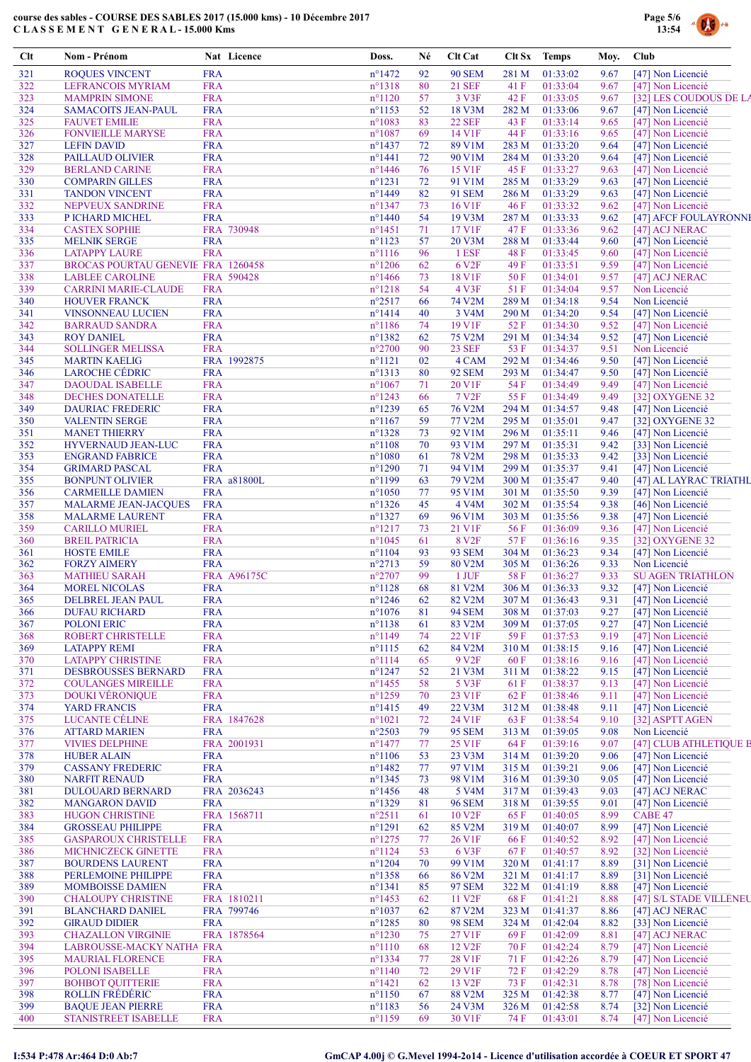course des sables - COURSE DES SABLES 2017 (15.000 kms) - 10 Décembre 2017
CLASSEMENT GENERAL - 15.000 Kms

| Clt | Nom - Prénom | Nat | Licence | Doss. | Né | Clt Cat | Clt Sx | Temps | Moy. | Club |
|---|---|---|---|---|---|---|---|---|---|---|
| 321 | ROQUES VINCENT | FRA | | n°1472 | 92 | 90 SEM | 281 M | 01:33:02 | 9.67 | [47] Non Licencié |
| 322 | LEFRANCOIS MYRIAM | FRA | | n°1318 | 80 | 21 SEF | 41 F | 01:33:04 | 9.67 | [47] Non Licencié |
| 323 | MAMPRIN SIMONE | FRA | | n°1120 | 57 | 3 V3F | 42 F | 01:33:05 | 9.67 | [32] LES COUDOUS DE LA |
| 324 | SAMACOITS JEAN-PAUL | FRA | | n°1153 | 52 | 18 V3M | 282 M | 01:33:06 | 9.67 | [47] Non Licencié |
| 325 | FAUVET EMILIE | FRA | | n°1083 | 83 | 22 SEF | 43 F | 01:33:14 | 9.65 | [47] Non Licencié |
| 326 | FONVIEILLE MARYSE | FRA | | n°1087 | 69 | 14 V1F | 44 F | 01:33:16 | 9.65 | [47] Non Licencié |
| 327 | LEFIN DAVID | FRA | | n°1437 | 72 | 89 V1M | 283 M | 01:33:20 | 9.64 | [47] Non Licencié |
| 328 | PAILLAUD OLIVIER | FRA | | n°1441 | 72 | 90 V1M | 284 M | 01:33:20 | 9.64 | [47] Non Licencié |
| 329 | BERLAND CARINE | FRA | | n°1446 | 76 | 15 V1F | 45 F | 01:33:27 | 9.63 | [47] Non Licencié |
| 330 | COMPARIN GILLES | FRA | | n°1231 | 72 | 91 V1M | 285 M | 01:33:29 | 9.63 | [47] Non Licencié |
| 331 | TANDON VINCENT | FRA | | n°1449 | 82 | 91 SEM | 286 M | 01:33:29 | 9.63 | [47] Non Licencié |
| 332 | NEPVEUX SANDRINE | FRA | | n°1347 | 73 | 16 V1F | 46 F | 01:33:32 | 9.62 | [47] Non Licencié |
| 333 | P ICHARD MICHEL | FRA | | n°1440 | 54 | 19 V3M | 287 M | 01:33:33 | 9.62 | [47] AFCF FOULAYRONNE |
| 334 | CASTEX SOPHIE | FRA | 730948 | n°1451 | 71 | 17 V1F | 47 F | 01:33:36 | 9.62 | [47] ACJ NERAC |
| 335 | MELNIK SERGE | FRA | | n°1123 | 57 | 20 V3M | 288 M | 01:33:44 | 9.60 | [47] Non Licencié |
| 336 | LATAPPY LAURE | FRA | | n°1116 | 96 | 1 ESF | 48 F | 01:33:45 | 9.60 | [47] Non Licencié |
| 337 | BROCAS POURTAU GENEVIE | FRA | 1260458 | n°1206 | 62 | 6 V2F | 49 F | 01:33:51 | 9.59 | [47] Non Licencié |
| 338 | LABLEE CAROLINE | FRA | 590428 | n°1466 | 73 | 18 V1F | 50 F | 01:34:01 | 9.57 | [47] ACJ NERAC |
| 339 | CARRINI MARIE-CLAUDE | FRA | | n°1218 | 54 | 4 V3F | 51 F | 01:34:04 | 9.57 | Non Licencié |
| 340 | HOUVER FRANCK | FRA | | n°2517 | 66 | 74 V2M | 289 M | 01:34:18 | 9.54 | Non Licencié |
| 341 | VINSONNEAU LUCIEN | FRA | | n°1414 | 40 | 3 V4M | 290 M | 01:34:20 | 9.54 | [47] Non Licencié |
| 342 | BARRAUD SANDRA | FRA | | n°1186 | 74 | 19 V1F | 52 F | 01:34:30 | 9.52 | [47] Non Licencié |
| 343 | ROY DANIEL | FRA | | n°1382 | 62 | 75 V2M | 291 M | 01:34:34 | 9.52 | [47] Non Licencié |
| 344 | SOLLINGER MELISSA | FRA | | n°2700 | 90 | 23 SEF | 53 F | 01:34:37 | 9.51 | Non Licencié |
| 345 | MARTIN KAELIG | FRA | 1992875 | n°1121 | 02 | 4 CAM | 292 M | 01:34:46 | 9.50 | [47] Non Licencié |
| 346 | LAROCHE CÉDRIC | FRA | | n°1313 | 80 | 92 SEM | 293 M | 01:34:47 | 9.50 | [47] Non Licencié |
| 347 | DAOUDAL ISABELLE | FRA | | n°1067 | 71 | 20 V1F | 54 F | 01:34:49 | 9.49 | [47] Non Licencié |
| 348 | DECHES DONATELLE | FRA | | n°1243 | 66 | 7 V2F | 55 F | 01:34:49 | 9.49 | [32] OXYGENE 32 |
| 349 | DAURIAC FREDERIC | FRA | | n°1239 | 65 | 76 V2M | 294 M | 01:34:57 | 9.48 | [47] Non Licencié |
| 350 | VALENTIN SERGE | FRA | | n°1167 | 59 | 77 V2M | 295 M | 01:35:01 | 9.47 | [32] OXYGENE 32 |
| 351 | MANET THIERRY | FRA | | n°1328 | 73 | 92 V1M | 296 M | 01:35:11 | 9.46 | [47] Non Licencié |
| 352 | HYVERNAUD JEAN-LUC | FRA | | n°1108 | 70 | 93 V1M | 297 M | 01:35:31 | 9.42 | [33] Non Licencié |
| 353 | ENGRAND FABRICE | FRA | | n°1080 | 61 | 78 V2M | 298 M | 01:35:33 | 9.42 | [33] Non Licencié |
| 354 | GRIMARD PASCAL | FRA | | n°1290 | 71 | 94 V1M | 299 M | 01:35:37 | 9.41 | [47] Non Licencié |
| 355 | BONPUNT OLIVIER | FRA | a81800L | n°1199 | 63 | 79 V2M | 300 M | 01:35:47 | 9.40 | [47] AL LAYRAC TRIATHL |
| 356 | CARMEILLE DAMIEN | FRA | | n°1050 | 77 | 95 V1M | 301 M | 01:35:50 | 9.39 | [47] Non Licencié |
| 357 | MALARME JEAN-JACQUES | FRA | | n°1326 | 45 | 4 V4M | 302 M | 01:35:54 | 9.38 | [46] Non Licencié |
| 358 | MALARME LAURENT | FRA | | n°1327 | 69 | 96 V1M | 303 M | 01:35:56 | 9.38 | [47] Non Licencié |
| 359 | CARILLO MURIEL | FRA | | n°1217 | 73 | 21 V1F | 56 F | 01:36:09 | 9.36 | [47] Non Licencié |
| 360 | BREIL PATRICIA | FRA | | n°1045 | 61 | 8 V2F | 57 F | 01:36:16 | 9.35 | [32] OXYGENE 32 |
| 361 | HOSTE EMILE | FRA | | n°1104 | 93 | 93 SEM | 304 M | 01:36:23 | 9.34 | [47] Non Licencié |
| 362 | FORZY AIMERY | FRA | | n°2713 | 59 | 80 V2M | 305 M | 01:36:26 | 9.33 | Non Licencié |
| 363 | MATHIEU SARAH | FRA | A96175C | n°2707 | 99 | 1 JUF | 58 F | 01:36:27 | 9.33 | SU AGEN TRIATHLON |
| 364 | MOREL NICOLAS | FRA | | n°1128 | 68 | 81 V2M | 306 M | 01:36:33 | 9.32 | [47] Non Licencié |
| 365 | DELBREL JEAN PAUL | FRA | | n°1246 | 62 | 82 V2M | 307 M | 01:36:43 | 9.31 | [47] Non Licencié |
| 366 | DUFAU RICHARD | FRA | | n°1076 | 81 | 94 SEM | 308 M | 01:37:03 | 9.27 | [47] Non Licencié |
| 367 | POLONI ERIC | FRA | | n°1138 | 61 | 83 V2M | 309 M | 01:37:05 | 9.27 | [47] Non Licencié |
| 368 | ROBERT CHRISTELLE | FRA | | n°1149 | 74 | 22 V1F | 59 F | 01:37:53 | 9.19 | [47] Non Licencié |
| 369 | LATAPPY REMI | FRA | | n°1115 | 62 | 84 V2M | 310 M | 01:38:15 | 9.16 | [47] Non Licencié |
| 370 | LATAPPY CHRISTINE | FRA | | n°1114 | 65 | 9 V2F | 60 F | 01:38:16 | 9.16 | [47] Non Licencié |
| 371 | DESBROUSSES BERNARD | FRA | | n°1247 | 52 | 21 V3M | 311 M | 01:38:22 | 9.15 | [47] Non Licencié |
| 372 | COULANGES MIREILLE | FRA | | n°1455 | 58 | 5 V3F | 61 F | 01:38:37 | 9.13 | [47] Non Licencié |
| 373 | DOUKI VÉRONIQUE | FRA | | n°1259 | 70 | 23 V1F | 62 F | 01:38:46 | 9.11 | [47] Non Licencié |
| 374 | YARD FRANCIS | FRA | | n°1415 | 49 | 22 V3M | 312 M | 01:38:48 | 9.11 | [47] Non Licencié |
| 375 | LUCANTE CÉLINE | FRA | 1847628 | n°1021 | 72 | 24 V1F | 63 F | 01:38:54 | 9.10 | [32] ASPTT AGEN |
| 376 | ATTARD MARIEN | FRA | | n°2503 | 79 | 95 SEM | 313 M | 01:39:05 | 9.08 | Non Licencié |
| 377 | VIVIES DELPHINE | FRA | 2001931 | n°1477 | 77 | 25 V1F | 64 F | 01:39:16 | 9.07 | [47] CLUB ATHLETIQUE B |
| 378 | HUBER ALAIN | FRA | | n°1106 | 53 | 23 V3M | 314 M | 01:39:20 | 9.06 | [47] Non Licencié |
| 379 | CASSANY FREDERIC | FRA | | n°1482 | 77 | 97 V1M | 315 M | 01:39:21 | 9.06 | [47] Non Licencié |
| 380 | NARFIT RENAUD | FRA | | n°1345 | 73 | 98 V1M | 316 M | 01:39:30 | 9.05 | [47] Non Licencié |
| 381 | DULOUARD BERNARD | FRA | 2036243 | n°1456 | 48 | 5 V4M | 317 M | 01:39:43 | 9.03 | [47] ACJ NERAC |
| 382 | MANGARON DAVID | FRA | | n°1329 | 81 | 96 SEM | 318 M | 01:39:55 | 9.01 | [47] Non Licencié |
| 383 | HUGON CHRISTINE | FRA | 1568711 | n°2511 | 61 | 10 V2F | 65 F | 01:40:05 | 8.99 | CABE 47 |
| 384 | GROSSEAU PHILIPPE | FRA | | n°1291 | 62 | 85 V2M | 319 M | 01:40:07 | 8.99 | [47] Non Licencié |
| 385 | GASPAROUX CHRISTELLE | FRA | | n°1275 | 77 | 26 V1F | 66 F | 01:40:52 | 8.92 | [47] Non Licencié |
| 386 | MICHNICZECK GINETTE | FRA | | n°1124 | 53 | 6 V3F | 67 F | 01:40:57 | 8.92 | [32] Non Licencié |
| 387 | BOURDENS LAURENT | FRA | | n°1204 | 70 | 99 V1M | 320 M | 01:41:17 | 8.89 | [31] Non Licencié |
| 388 | PERLEMOINE PHILIPPE | FRA | | n°1358 | 66 | 86 V2M | 321 M | 01:41:17 | 8.89 | [31] Non Licencié |
| 389 | MOMBOISSE DAMIEN | FRA | | n°1341 | 85 | 97 SEM | 322 M | 01:41:19 | 8.88 | [47] Non Licencié |
| 390 | CHALOUPY CHRISTINE | FRA | 1810211 | n°1453 | 62 | 11 V2F | 68 F | 01:41:21 | 8.88 | [47] S/L STADE VILLENEU |
| 391 | BLANCHARD DANIEL | FRA | 799746 | n°1037 | 62 | 87 V2M | 323 M | 01:41:37 | 8.86 | [47] ACJ NERAC |
| 392 | GIRAUD DIDIER | FRA | | n°1285 | 80 | 98 SEM | 324 M | 01:42:04 | 8.82 | [33] Non Licencié |
| 393 | CHAZALLON VIRGINIE | FRA | 1878564 | n°1230 | 75 | 27 V1F | 69 F | 01:42:09 | 8.81 | [47] ACJ NERAC |
| 394 | LABROUSSE-MACKY NATHA | FRA | | n°1110 | 68 | 12 V2F | 70 F | 01:42:24 | 8.79 | [47] Non Licencié |
| 395 | MAURIAL FLORENCE | FRA | | n°1334 | 77 | 28 V1F | 71 F | 01:42:26 | 8.79 | [47] Non Licencié |
| 396 | POLONI ISABELLE | FRA | | n°1140 | 72 | 29 V1F | 72 F | 01:42:29 | 8.78 | [47] Non Licencié |
| 397 | BOHBOT QUITTERIE | FRA | | n°1421 | 62 | 13 V2F | 73 F | 01:42:31 | 8.78 | [78] Non Licencié |
| 398 | ROLLIN FRÉDÉRIC | FRA | | n°1150 | 67 | 88 V2M | 325 M | 01:42:38 | 8.77 | [47] Non Licencié |
| 399 | BAQUE JEAN PIERRE | FRA | | n°1183 | 56 | 24 V3M | 326 M | 01:42:58 | 8.74 | [32] Non Licencié |
| 400 | STANISTREET ISABELLE | FRA | | n°1159 | 69 | 30 V1F | 74 F | 01:43:01 | 8.74 | [47] Non Licencié |

I:534 P:478 Ar:464 D:0 Ab:7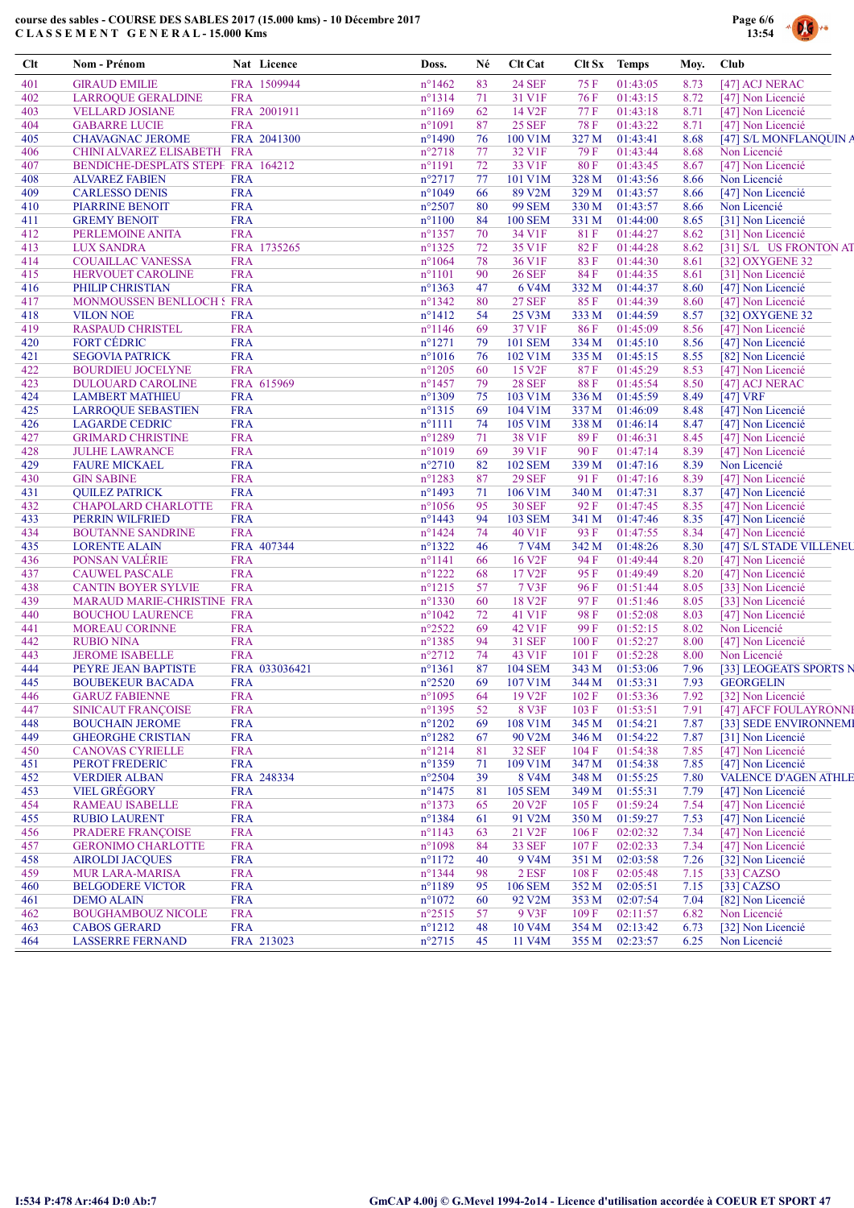**course des sables - COURSE DES SABLES 2017 (15.000 kms) - 10 Décembre 2017**
**C L A S S E M E N T  G E N E R A L - 15.000 Kms**

| Clt | Nom - Prénom | Nat | Licence | Doss. | Né | Clt Cat | Clt Sx | Temps | Moy. | Club |
|---|---|---|---|---|---|---|---|---|---|---|
| 401 | GIRAUD EMILIE | FRA | 1509944 | n°1462 | 83 | 24 SEF | 75 F | 01:43:05 | 8.73 | [47] ACJ NERAC |
| 402 | LARROQUE GERALDINE | FRA | | n°1314 | 71 | 31 V1F | 76 F | 01:43:15 | 8.72 | [47] Non Licencié |
| 403 | VELLARD JOSIANE | FRA | 2001911 | n°1169 | 62 | 14 V2F | 77 F | 01:43:18 | 8.71 | [47] Non Licencié |
| 404 | GABARRE LUCIE | FRA | | n°1091 | 87 | 25 SEF | 78 F | 01:43:22 | 8.71 | [47] Non Licencié |
| 405 | CHAVAGNAC JEROME | FRA | 2041300 | n°1490 | 76 | 100 V1M | 327 M | 01:43:41 | 8.68 | [47] S/L MONFLANQUIN A |
| 406 | CHINI ALVAREZ ELISABETH | FRA | | n°2718 | 77 | 32 V1F | 79 F | 01:43:44 | 8.68 | Non Licencié |
| 407 | BENDICHE-DESPLATS STEPH | FRA | 164212 | n°1191 | 72 | 33 V1F | 80 F | 01:43:45 | 8.67 | [47] Non Licencié |
| 408 | ALVAREZ FABIEN | FRA | | n°2717 | 77 | 101 V1M | 328 M | 01:43:56 | 8.66 | Non Licencié |
| 409 | CARLESSO DENIS | FRA | | n°1049 | 66 | 89 V2M | 329 M | 01:43:57 | 8.66 | [47] Non Licencié |
| 410 | PIARRINE BENOIT | FRA | | n°2507 | 80 | 99 SEM | 330 M | 01:43:57 | 8.66 | Non Licencié |
| 411 | GREMY BENOIT | FRA | | n°1100 | 84 | 100 SEM | 331 M | 01:44:00 | 8.65 | [31] Non Licencié |
| 412 | PERLEMOINE ANITA | FRA | | n°1357 | 70 | 34 V1F | 81 F | 01:44:27 | 8.62 | [31] Non Licencié |
| 413 | LUX SANDRA | FRA | 1735265 | n°1325 | 72 | 35 V1F | 82 F | 01:44:28 | 8.62 | [31] S/L  US FRONTON AT |
| 414 | COUAILLAC VANESSA | FRA | | n°1064 | 78 | 36 V1F | 83 F | 01:44:30 | 8.61 | [32] OXYGENE 32 |
| 415 | HERVOUET CAROLINE | FRA | | n°1101 | 90 | 26 SEF | 84 F | 01:44:35 | 8.61 | [31] Non Licencié |
| 416 | PHILIP CHRISTIAN | FRA | | n°1363 | 47 | 6 V4M | 332 M | 01:44:37 | 8.60 | [47] Non Licencié |
| 417 | MONMOUSSEN BENLLOCH S | FRA | | n°1342 | 80 | 27 SEF | 85 F | 01:44:39 | 8.60 | [47] Non Licencié |
| 418 | VILON NOE | FRA | | n°1412 | 54 | 25 V3M | 333 M | 01:44:59 | 8.57 | [32] OXYGENE 32 |
| 419 | RASPAUD CHRISTEL | FRA | | n°1146 | 69 | 37 V1F | 86 F | 01:45:09 | 8.56 | [47] Non Licencié |
| 420 | FORT CÉDRIC | FRA | | n°1271 | 79 | 101 SEM | 334 M | 01:45:10 | 8.56 | [47] Non Licencié |
| 421 | SEGOVIA PATRICK | FRA | | n°1016 | 76 | 102 V1M | 335 M | 01:45:15 | 8.55 | [82] Non Licencié |
| 422 | BOURDIEU JOCELYNE | FRA | | n°1205 | 60 | 15 V2F | 87 F | 01:45:29 | 8.53 | [47] Non Licencié |
| 423 | DULOUARD CAROLINE | FRA | 615969 | n°1457 | 79 | 28 SEF | 88 F | 01:45:54 | 8.50 | [47] ACJ NERAC |
| 424 | LAMBERT MATHIEU | FRA | | n°1309 | 75 | 103 V1M | 336 M | 01:45:59 | 8.49 | [47] VRF |
| 425 | LARROQUE SEBASTIEN | FRA | | n°1315 | 69 | 104 V1M | 337 M | 01:46:09 | 8.48 | [47] Non Licencié |
| 426 | LAGARDE CEDRIC | FRA | | n°1111 | 74 | 105 V1M | 338 M | 01:46:14 | 8.47 | [47] Non Licencié |
| 427 | GRIMARD CHRISTINE | FRA | | n°1289 | 71 | 38 V1F | 89 F | 01:46:31 | 8.45 | [47] Non Licencié |
| 428 | JULHE LAWRANCE | FRA | | n°1019 | 69 | 39 V1F | 90 F | 01:47:14 | 8.39 | [47] Non Licencié |
| 429 | FAURE MICKAEL | FRA | | n°2710 | 82 | 102 SEM | 339 M | 01:47:16 | 8.39 | Non Licencié |
| 430 | GIN SABINE | FRA | | n°1283 | 87 | 29 SEF | 91 F | 01:47:16 | 8.39 | [47] Non Licencié |
| 431 | QUILEZ PATRICK | FRA | | n°1493 | 71 | 106 V1M | 340 M | 01:47:31 | 8.37 | [47] Non Licencié |
| 432 | CHAPOLARD CHARLOTTE | FRA | | n°1056 | 95 | 30 SEF | 92 F | 01:47:45 | 8.35 | [47] Non Licencié |
| 433 | PERRIN WILFRIED | FRA | | n°1443 | 94 | 103 SEM | 341 M | 01:47:46 | 8.35 | [47] Non Licencié |
| 434 | BOUTANNE SANDRINE | FRA | | n°1424 | 74 | 40 V1F | 93 F | 01:47:55 | 8.34 | [47] Non Licencié |
| 435 | LORENTE ALAIN | FRA | 407344 | n°1322 | 46 | 7 V4M | 342 M | 01:48:26 | 8.30 | [47] S/L STADE VILLENEU |
| 436 | PONSAN VALÉRIE | FRA | | n°1141 | 66 | 16 V2F | 94 F | 01:49:44 | 8.20 | [47] Non Licencié |
| 437 | CAUWEL PASCALE | FRA | | n°1222 | 68 | 17 V2F | 95 F | 01:49:49 | 8.20 | [47] Non Licencié |
| 438 | CANTIN BOYER SYLVIE | FRA | | n°1215 | 57 | 7 V3F | 96 F | 01:51:44 | 8.05 | [33] Non Licencié |
| 439 | MARAUD MARIE-CHRISTINE | FRA | | n°1330 | 60 | 18 V2F | 97 F | 01:51:46 | 8.05 | [33] Non Licencié |
| 440 | BOUCHOU LAURENCE | FRA | | n°1042 | 72 | 41 V1F | 98 F | 01:52:08 | 8.03 | [47] Non Licencié |
| 441 | MOREAU CORINNE | FRA | | n°2522 | 69 | 42 V1F | 99 F | 01:52:15 | 8.02 | Non Licencié |
| 442 | RUBIO NINA | FRA | | n°1385 | 94 | 31 SEF | 100 F | 01:52:27 | 8.00 | [47] Non Licencié |
| 443 | JEROME ISABELLE | FRA | | n°2712 | 74 | 43 V1F | 101 F | 01:52:28 | 8.00 | Non Licencié |
| 444 | PEYRE JEAN BAPTISTE | FRA | 033036421 | n°1361 | 87 | 104 SEM | 343 M | 01:53:06 | 7.96 | [33] LEOGEATS SPORTS N |
| 445 | BOUBEKEUR BACADA | FRA | | n°2520 | 69 | 107 V1M | 344 M | 01:53:31 | 7.93 | GEORGELIN |
| 446 | GARUZ FABIENNE | FRA | | n°1095 | 64 | 19 V2F | 102 F | 01:53:36 | 7.92 | [32] Non Licencié |
| 447 | SINICAUT FRANÇOISE | FRA | | n°1395 | 52 | 8 V3F | 103 F | 01:53:51 | 7.91 | [47] AFCF FOULAYRONNI |
| 448 | BOUCHAIN JEROME | FRA | | n°1202 | 69 | 108 V1M | 345 M | 01:54:21 | 7.87 | [33] SEDE ENVIRONNEMI |
| 449 | GHEORGHE CRISTIAN | FRA | | n°1282 | 67 | 90 V2M | 346 M | 01:54:22 | 7.87 | [31] Non Licencié |
| 450 | CANOVAS CYRIELLE | FRA | | n°1214 | 81 | 32 SEF | 104 F | 01:54:38 | 7.85 | [47] Non Licencié |
| 451 | PEROT FREDERIC | FRA | | n°1359 | 71 | 109 V1M | 347 M | 01:54:38 | 7.85 | [47] Non Licencié |
| 452 | VERDIER ALBAN | FRA | 248334 | n°2504 | 39 | 8 V4M | 348 M | 01:55:25 | 7.80 | VALENCE D'AGEN ATHLE |
| 453 | VIEL GRÉGORY | FRA | | n°1475 | 81 | 105 SEM | 349 M | 01:55:31 | 7.79 | [47] Non Licencié |
| 454 | RAMEAU ISABELLE | FRA | | n°1373 | 65 | 20 V2F | 105 F | 01:59:24 | 7.54 | [47] Non Licencié |
| 455 | RUBIO LAURENT | FRA | | n°1384 | 61 | 91 V2M | 350 M | 01:59:27 | 7.53 | [47] Non Licencié |
| 456 | PRADERE FRANÇOISE | FRA | | n°1143 | 63 | 21 V2F | 106 F | 02:02:32 | 7.34 | [47] Non Licencié |
| 457 | GERONIMO CHARLOTTE | FRA | | n°1098 | 84 | 33 SEF | 107 F | 02:02:33 | 7.34 | [47] Non Licencié |
| 458 | AIROLDI JACQUES | FRA | | n°1172 | 40 | 9 V4M | 351 M | 02:03:58 | 7.26 | [33] Non Licencié |
| 459 | MUR LARA-MARISA | FRA | | n°1344 | 98 | 2 ESF | 108 F | 02:05:48 | 7.15 | [33] CAZSO |
| 460 | BELGODERE VICTOR | FRA | | n°1189 | 95 | 106 SEM | 352 M | 02:05:51 | 7.15 | [33] CAZSO |
| 461 | DEMO ALAIN | FRA | | n°1072 | 60 | 92 V2M | 353 M | 02:07:54 | 7.04 | [82] Non Licencié |
| 462 | BOUGHAMBOUZ NICOLE | FRA | | n°2515 | 57 | 9 V3F | 109 F | 02:11:57 | 6.82 | Non Licencié |
| 463 | CABOS GERARD | FRA | | n°1212 | 48 | 10 V4M | 354 M | 02:13:42 | 6.73 | [32] Non Licencié |
| 464 | LASSERRE FERNAND | FRA | 213023 | n°2715 | 45 | 11 V4M | 355 M | 02:23:57 | 6.25 | Non Licencié |

I:534 P:478 Ar:464 D:0 Ab:7

GmCAP 4.00j © G.Mevel 1994-2o14 - Licence d'utilisation accordée à COEUR ET SPORT 47